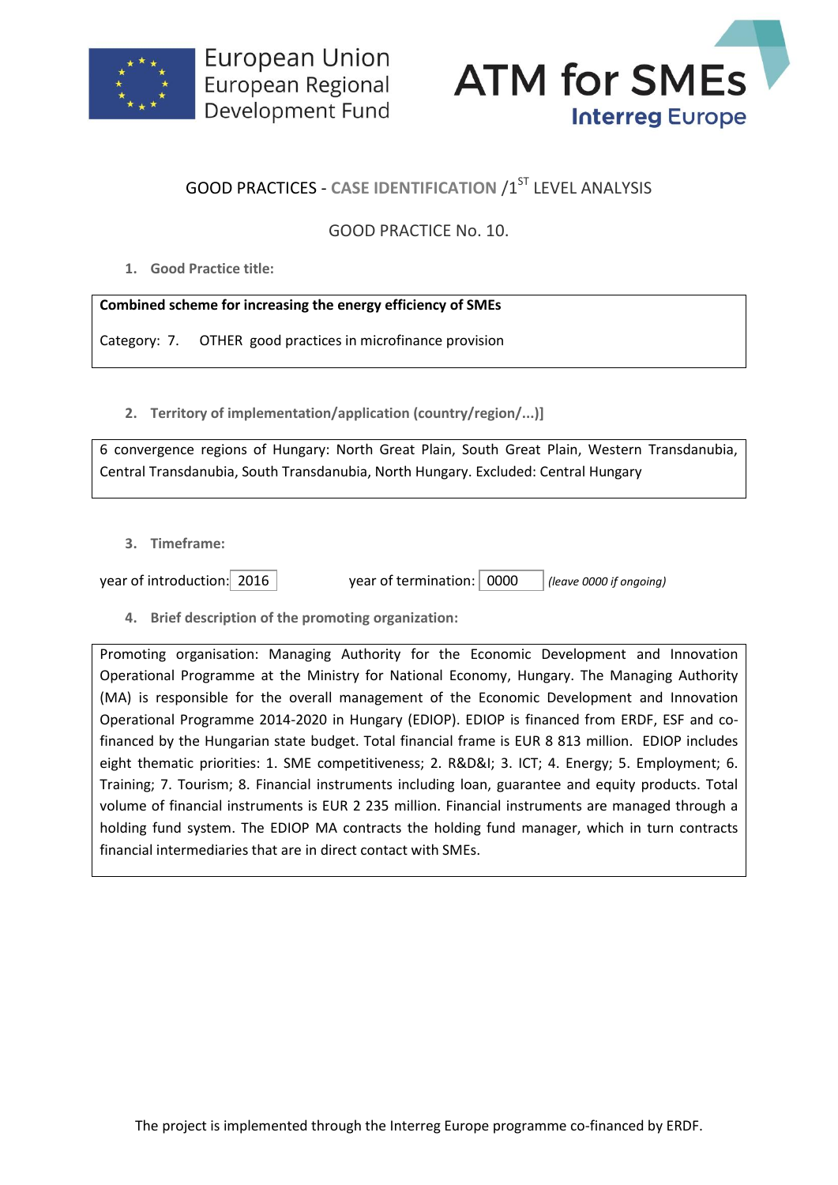European Union
European Regional
Development Fund

ATM for SMEs
Interreg Europe

# GOOD PRACTICES - CASE IDENTIFICATION /1ST LEVEL ANALYSIS

## GOOD PRACTICE No. 10.

**1. Good Practice title:**

**Combined scheme for increasing the energy efficiency of SMEs**

Category: 7. OTHER good practices in microfinance provision

**2. Territory of implementation/application (country/region/...)]**

6 convergence regions of Hungary: North Great Plain, South Great Plain, Western Transdanubia, Central Transdanubia, South Transdanubia, North Hungary. Excluded: Central Hungary

**3. Timeframe:**

year of introduction: 2016    year of termination: 0000 *(leave 0000 if ongoing)*

**4. Brief description of the promoting organization:**

Promoting organisation: Managing Authority for the Economic Development and Innovation Operational Programme at the Ministry for National Economy, Hungary. The Managing Authority (MA) is responsible for the overall management of the Economic Development and Innovation Operational Programme 2014-2020 in Hungary (EDIOP). EDIOP is financed from ERDF, ESF and co-financed by the Hungarian state budget. Total financial frame is EUR 8 813 million. EDIOP includes eight thematic priorities: 1. SME competitiveness; 2. R&D&I; 3. ICT; 4. Energy; 5. Employment; 6. Training; 7. Tourism; 8. Financial instruments including loan, guarantee and equity products. Total volume of financial instruments is EUR 2 235 million. Financial instruments are managed through a holding fund system. The EDIOP MA contracts the holding fund manager, which in turn contracts financial intermediaries that are in direct contact with SMEs.

The project is implemented through the Interreg Europe programme co-financed by ERDF.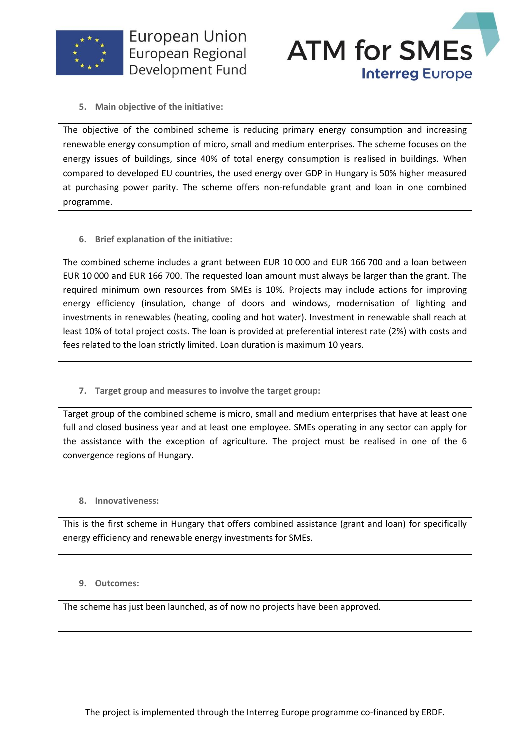5. **Main objective of the initiative:**

The objective of the combined scheme is reducing primary energy consumption and increasing renewable energy consumption of micro, small and medium enterprises. The scheme focuses on the energy issues of buildings, since 40% of total energy consumption is realised in buildings. When compared to developed EU countries, the used energy over GDP in Hungary is 50% higher measured at purchasing power parity. The scheme offers non-refundable grant and loan in one combined programme.

6. **Brief explanation of the initiative:**

The combined scheme includes a grant between EUR 10 000 and EUR 166 700 and a loan between EUR 10 000 and EUR 166 700. The requested loan amount must always be larger than the grant. The required minimum own resources from SMEs is 10%. Projects may include actions for improving energy efficiency (insulation, change of doors and windows, modernisation of lighting and investments in renewables (heating, cooling and hot water). Investment in renewable shall reach at least 10% of total project costs. The loan is provided at preferential interest rate (2%) with costs and fees related to the loan strictly limited. Loan duration is maximum 10 years.

7. **Target group and measures to involve the target group:**

Target group of the combined scheme is micro, small and medium enterprises that have at least one full and closed business year and at least one employee. SMEs operating in any sector can apply for the assistance with the exception of agriculture. The project must be realised in one of the 6 convergence regions of Hungary.

8. **Innovativeness:**

This is the first scheme in Hungary that offers combined assistance (grant and loan) for specifically energy efficiency and renewable energy investments for SMEs.

9. **Outcomes:**

The scheme has just been launched, as of now no projects have been approved.